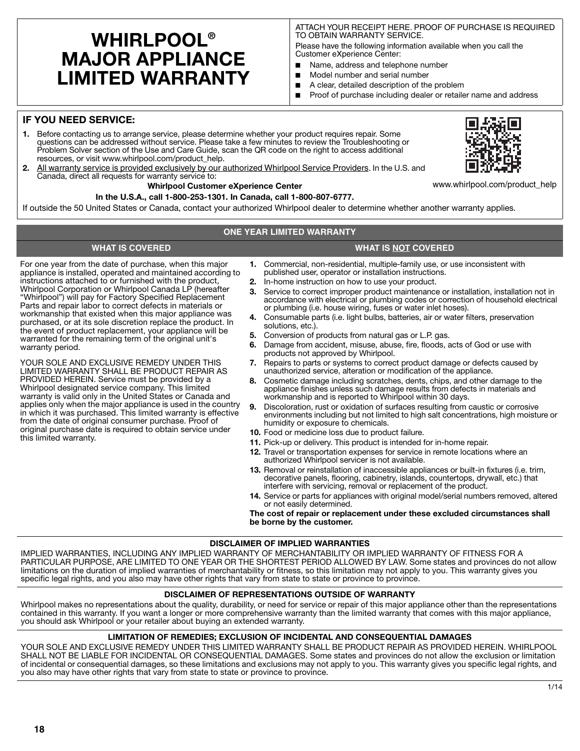# WHIRLPOOL® MAJOR APPLIANCE LIMITED WARRANTY

ATTACH YOUR RECEIPT HERE. PROOF OF PURCHASE IS REQUIRED TO OBTAIN WARRANTY SERVICE.

Please have the following information available when you call the Customer eXperience Center:

- Name, address and telephone number
- Model number and serial number
- A clear, detailed description of the problem
- Proof of purchase including dealer or retailer name and address

## IF YOU NEED SERVICE:

1. Before contacting us to arrange service, please determine whether your product requires repair. Some questions can be addressed without service. Please take a few minutes to review the Troubleshooting or Problem Solver section of the Use and Care Guide, scan the QR code on the right to access additional resources, or visit www.whirlpool.com/product_help.
2. All warranty service is provided exclusively by our authorized Whirlpool Service Providers. In the U.S. and Canada, direct all requests for warranty service to:

**Whirlpool Customer eXperience Center**

**In the U.S.A., call 1-800-253-1301. In Canada, call 1-800-807-6777.**

www.whirlpool.com/product_help

If outside the 50 United States or Canada, contact your authorized Whirlpool dealer to determine whether another warranty applies.

## ONE YEAR LIMITED WARRANTY

### WHAT IS COVERED

For one year from the date of purchase, when this major appliance is installed, operated and maintained according to instructions attached to or furnished with the product, Whirlpool Corporation or Whirlpool Canada LP (hereafter "Whirlpool") will pay for Factory Specified Replacement Parts and repair labor to correct defects in materials or workmanship that existed when this major appliance was purchased, or at its sole discretion replace the product. In the event of product replacement, your appliance will be warranted for the remaining term of the original unit's warranty period.

YOUR SOLE AND EXCLUSIVE REMEDY UNDER THIS LIMITED WARRANTY SHALL BE PRODUCT REPAIR AS PROVIDED HEREIN. Service must be provided by a Whirlpool designated service company. This limited warranty is valid only in the United States or Canada and applies only when the major appliance is used in the country in which it was purchased. This limited warranty is effective from the date of original consumer purchase. Proof of original purchase date is required to obtain service under this limited warranty.

### WHAT IS NOT COVERED

1. Commercial, non-residential, multiple-family use, or use inconsistent with published user, operator or installation instructions.
2. In-home instruction on how to use your product.
3. Service to correct improper product maintenance or installation, installation not in accordance with electrical or plumbing codes or correction of household electrical or plumbing (i.e. house wiring, fuses or water inlet hoses).
4. Consumable parts (i.e. light bulbs, batteries, air or water filters, preservation solutions, etc.).
5. Conversion of products from natural gas or L.P. gas.
6. Damage from accident, misuse, abuse, fire, floods, acts of God or use with products not approved by Whirlpool.
7. Repairs to parts or systems to correct product damage or defects caused by unauthorized service, alteration or modification of the appliance.
8. Cosmetic damage including scratches, dents, chips, and other damage to the appliance finishes unless such damage results from defects in materials and workmanship and is reported to Whirlpool within 30 days.
9. Discoloration, rust or oxidation of surfaces resulting from caustic or corrosive environments including but not limited to high salt concentrations, high moisture or humidity or exposure to chemicals.
10. Food or medicine loss due to product failure.
11. Pick-up or delivery. This product is intended for in-home repair.
12. Travel or transportation expenses for service in remote locations where an authorized Whirlpool servicer is not available.
13. Removal or reinstallation of inaccessible appliances or built-in fixtures (i.e. trim, decorative panels, flooring, cabinetry, islands, countertops, drywall, etc.) that interfere with servicing, removal or replacement of the product.
14. Service or parts for appliances with original model/serial numbers removed, altered or not easily determined.

**The cost of repair or replacement under these excluded circumstances shall be borne by the customer.**

### DISCLAIMER OF IMPLIED WARRANTIES

IMPLIED WARRANTIES, INCLUDING ANY IMPLIED WARRANTY OF MERCHANTABILITY OR IMPLIED WARRANTY OF FITNESS FOR A PARTICULAR PURPOSE, ARE LIMITED TO ONE YEAR OR THE SHORTEST PERIOD ALLOWED BY LAW. Some states and provinces do not allow limitations on the duration of implied warranties of merchantability or fitness, so this limitation may not apply to you. This warranty gives you specific legal rights, and you also may have other rights that vary from state to state or province to province.

### DISCLAIMER OF REPRESENTATIONS OUTSIDE OF WARRANTY

Whirlpool makes no representations about the quality, durability, or need for service or repair of this major appliance other than the representations contained in this warranty. If you want a longer or more comprehensive warranty than the limited warranty that comes with this major appliance, you should ask Whirlpool or your retailer about buying an extended warranty.

### LIMITATION OF REMEDIES; EXCLUSION OF INCIDENTAL AND CONSEQUENTIAL DAMAGES

YOUR SOLE AND EXCLUSIVE REMEDY UNDER THIS LIMITED WARRANTY SHALL BE PRODUCT REPAIR AS PROVIDED HEREIN. WHIRLPOOL SHALL NOT BE LIABLE FOR INCIDENTAL OR CONSEQUENTIAL DAMAGES. Some states and provinces do not allow the exclusion or limitation of incidental or consequential damages, so these limitations and exclusions may not apply to you. This warranty gives you specific legal rights, and you also may have other rights that vary from state to state or province to province.

1/14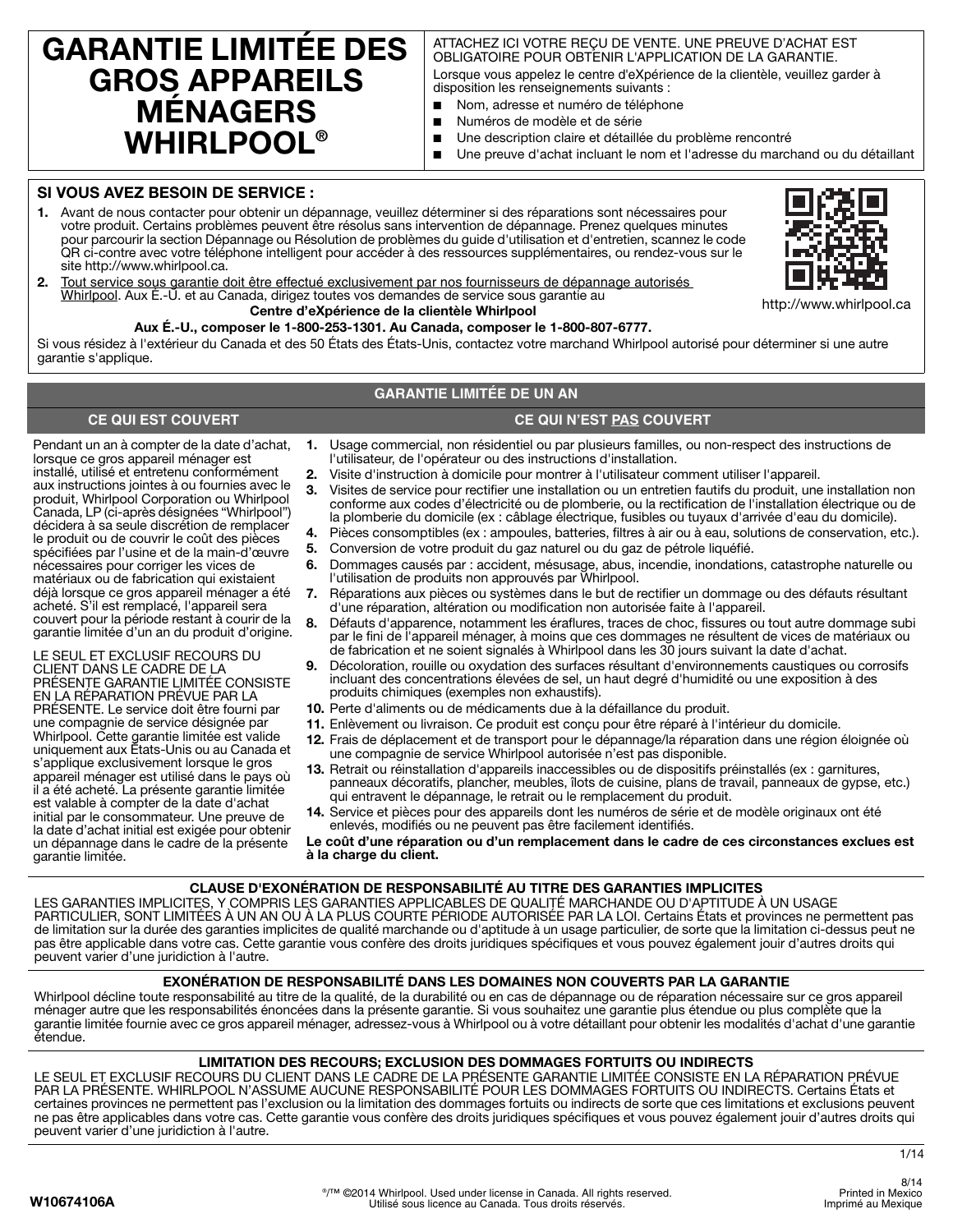# GARANTIE LIMITÉE DES GROS APPAREILS MÉNAGERS WHIRLPOOL®

ATTACHEZ ICI VOTRE REÇU DE VENTE. UNE PREUVE D'ACHAT EST OBLIGATOIRE POUR OBTENIR L'APPLICATION DE LA GARANTIE.

Lorsque vous appelez le centre d'eXpérience de la clientèle, veuillez garder à disposition les renseignements suivants :

- Nom, adresse et numéro de téléphone
- Numéros de modèle et de série
- Une description claire et détaillée du problème rencontré
- Une preuve d'achat incluant le nom et l'adresse du marchand ou du détaillant

## SI VOUS AVEZ BESOIN DE SERVICE :

1. Avant de nous contacter pour obtenir un dépannage, veuillez déterminer si des réparations sont nécessaires pour votre produit. Certains problèmes peuvent être résolus sans intervention de dépannage. Prenez quelques minutes pour parcourir la section Dépannage ou Résolution de problèmes du guide d'utilisation et d'entretien, scannez le code QR ci-contre avec votre téléphone intelligent pour accéder à des ressources supplémentaires, ou rendez-vous sur le site http://www.whirlpool.ca.
2. Tout service sous garantie doit être effectué exclusivement par nos fournisseurs de dépannage autorisés Whirlpool. Aux É.-U. et au Canada, dirigez toutes vos demandes de service sous garantie au

**Centre d'eXpérience de la clientèle Whirlpool**

**Aux É.-U., composer le 1-800-253-1301. Au Canada, composer le 1-800-807-6777.**

http://www.whirlpool.ca

Si vous résidez à l'extérieur du Canada et des 50 États des États-Unis, contactez votre marchand Whirlpool autorisé pour déterminer si une autre garantie s'applique.

## GARANTIE LIMITÉE DE UN AN

### CE QUI EST COUVERT

Pendant un an à compter de la date d'achat, lorsque ce gros appareil ménager est installé, utilisé et entretenu conformément aux instructions jointes à ou fournies avec le produit, Whirlpool Corporation ou Whirlpool Canada, LP (ci-après désignées "Whirlpool") décidera à sa seule discrétion de remplacer le produit ou de couvrir le coût des pièces spécifiées par l'usine et de la main-d'œuvre nécessaires pour corriger les vices de matériaux ou de fabrication qui existaient déjà lorsque ce gros appareil ménager a été acheté. S'il est remplacé, l'appareil sera couvert pour la période restant à courir de la garantie limitée d'un an du produit d'origine.

LE SEUL ET EXCLUSIF RECOURS DU CLIENT DANS LE CADRE DE LA PRÉSENTE GARANTIE LIMITÉE CONSISTE EN LA RÉPARATION PRÉVUE PAR LA PRÉSENTE. Le service doit être fourni par une compagnie de service désignée par Whirlpool. Cette garantie limitée est valide uniquement aux États-Unis ou au Canada et s'applique exclusivement lorsque le gros appareil ménager est utilisé dans le pays où il a été acheté. La présente garantie limitée est valable à compter de la date d'achat initial par le consommateur. Une preuve de la date d'achat initial est exigée pour obtenir un dépannage dans le cadre de la présente garantie limitée.

### CE QUI N'EST PAS COUVERT

1. Usage commercial, non résidentiel ou par plusieurs familles, ou non-respect des instructions de l'utilisateur, de l'opérateur ou des instructions d'installation.
2. Visite d'instruction à domicile pour montrer à l'utilisateur comment utiliser l'appareil.
3. Visites de service pour rectifier une installation ou un entretien fautifs du produit, une installation non conforme aux codes d'électricité ou de plomberie, ou la rectification de l'installation électrique ou de la plomberie du domicile (ex : câblage électrique, fusibles ou tuyaux d'arrivée d'eau du domicile).
4. Pièces consomptibles (ex : ampoules, batteries, filtres à air ou à eau, solutions de conservation, etc.).
5. Conversion de votre produit du gaz naturel ou du gaz de pétrole liquéfié.
6. Dommages causés par : accident, mésusage, abus, incendie, inondations, catastrophe naturelle ou l'utilisation de produits non approuvés par Whirlpool.
7. Réparations aux pièces ou systèmes dans le but de rectifier un dommage ou des défauts résultant d'une réparation, altération ou modification non autorisée faite à l'appareil.
8. Défauts d'apparence, notamment les éraflures, traces de choc, fissures ou tout autre dommage subi par le fini de l'appareil ménager, à moins que ces dommages ne résultent de vices de matériaux ou de fabrication et ne soient signalés à Whirlpool dans les 30 jours suivant la date d'achat.
9. Décoloration, rouille ou oxydation des surfaces résultant d'environnements caustiques ou corrosifs incluant des concentrations élevées de sel, un haut degré d'humidité ou une exposition à des produits chimiques (exemples non exhaustifs).
10. Perte d'aliments ou de médicaments due à la défaillance du produit.
11. Enlèvement ou livraison. Ce produit est conçu pour être réparé à l'intérieur du domicile.
12. Frais de déplacement et de transport pour le dépannage/la réparation dans une région éloignée où une compagnie de service Whirlpool autorisée n'est pas disponible.
13. Retrait ou réinstallation d'appareils inaccessibles ou de dispositifs préinstallés (ex : garnitures, panneaux décoratifs, plancher, meubles, îlots de cuisine, plans de travail, panneaux de gypse, etc.) qui entravent le dépannage, le retrait ou le remplacement du produit.
14. Service et pièces pour des appareils dont les numéros de série et de modèle originaux ont été enlevés, modifiés ou ne peuvent pas être facilement identifiés.

**Le coût d'une réparation ou d'un remplacement dans le cadre de ces circonstances exclues est à la charge du client.**

### CLAUSE D'EXONÉRATION DE RESPONSABILITÉ AU TITRE DES GARANTIES IMPLICITES

LES GARANTIES IMPLICITES, Y COMPRIS LES GARANTIES APPLICABLES DE QUALITÉ MARCHANDE OU D'APTITUDE À UN USAGE PARTICULIER, SONT LIMITÉES À UN AN OU À LA PLUS COURTE PÉRIODE AUTORISÉE PAR LA LOI. Certains États et provinces ne permettent pas de limitation sur la durée des garanties implicites de qualité marchande ou d'aptitude à un usage particulier, de sorte que la limitation ci-dessus peut ne pas être applicable dans votre cas. Cette garantie vous confère des droits juridiques spécifiques et vous pouvez également jouir d'autres droits qui peuvent varier d'une juridiction à l'autre.

### EXONÉRATION DE RESPONSABILITÉ DANS LES DOMAINES NON COUVERTS PAR LA GARANTIE

Whirlpool décline toute responsabilité au titre de la qualité, de la durabilité ou en cas de dépannage ou de réparation nécessaire sur ce gros appareil ménager autre que les responsabilités énoncées dans la présente garantie. Si vous souhaitez une garantie plus étendue ou plus complète que la garantie limitée fournie avec ce gros appareil ménager, adressez-vous à Whirlpool ou à votre détaillant pour obtenir les modalités d'achat d'une garantie étendue.

### LIMITATION DES RECOURS; EXCLUSION DES DOMMAGES FORTUITS OU INDIRECTS

LE SEUL ET EXCLUSIF RECOURS DU CLIENT DANS LE CADRE DE LA PRÉSENTE GARANTIE LIMITÉE CONSISTE EN LA RÉPARATION PRÉVUE PAR LA PRÉSENTE. WHIRLPOOL N'ASSUME AUCUNE RESPONSABILITÉ POUR LES DOMMAGES FORTUITS OU INDIRECTS. Certains États et certaines provinces ne permettent pas l'exclusion ou la limitation des dommages fortuits ou indirects de sorte que ces limitations et exclusions peuvent ne pas être applicables dans votre cas. Cette garantie vous confère des droits juridiques spécifiques et vous pouvez également jouir d'autres droits qui peuvent varier d'une juridiction à l'autre.

1/14

W10674106A

®/™ ©2014 Whirlpool. Used under license in Canada. All rights reserved.
Utilisé sous licence au Canada. Tous droits réservés.

8/14
Printed in Mexico
Imprimé au Mexique